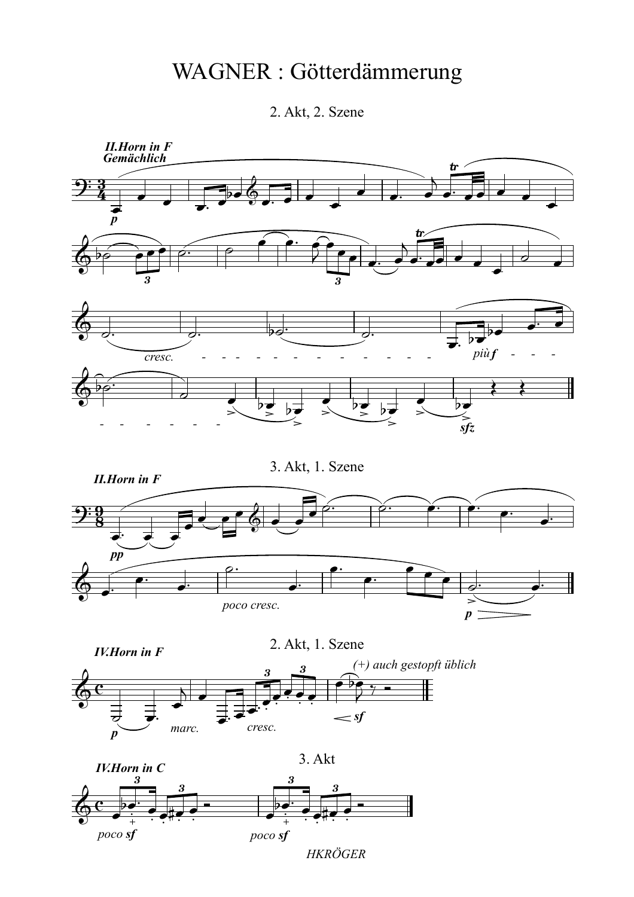# WAGNER : Götterdämmerung

2. Akt, 2. Szene

***II.Horn in F***
***Gemächlich***

*p*

*cresc.*

*più f*

*sfz*

3. Akt, 1. Szene

***II.Horn in F***

*pp*

*poco cresc.*

*p*

2. Akt, 1. Szene

***IV.Horn in F***

*(+) auch gestopft üblich*

*p* *marc.* *cresc.* *sf*

3. Akt

***IV.Horn in C***

*poco **sf*** *poco **sf***

*HKRÖGER*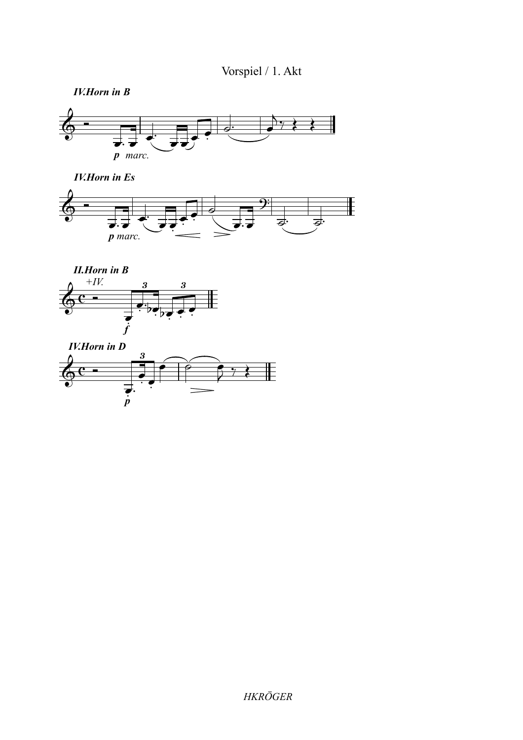Vorspiel / 1. Akt

***IV.Horn in B***

*p* *marc.*

***IV.Horn in Es***

*p marc.*

***II.Horn in B***

*+IV.*

*f*

***IV.Horn in D***

*p*

*HKRÖGER*